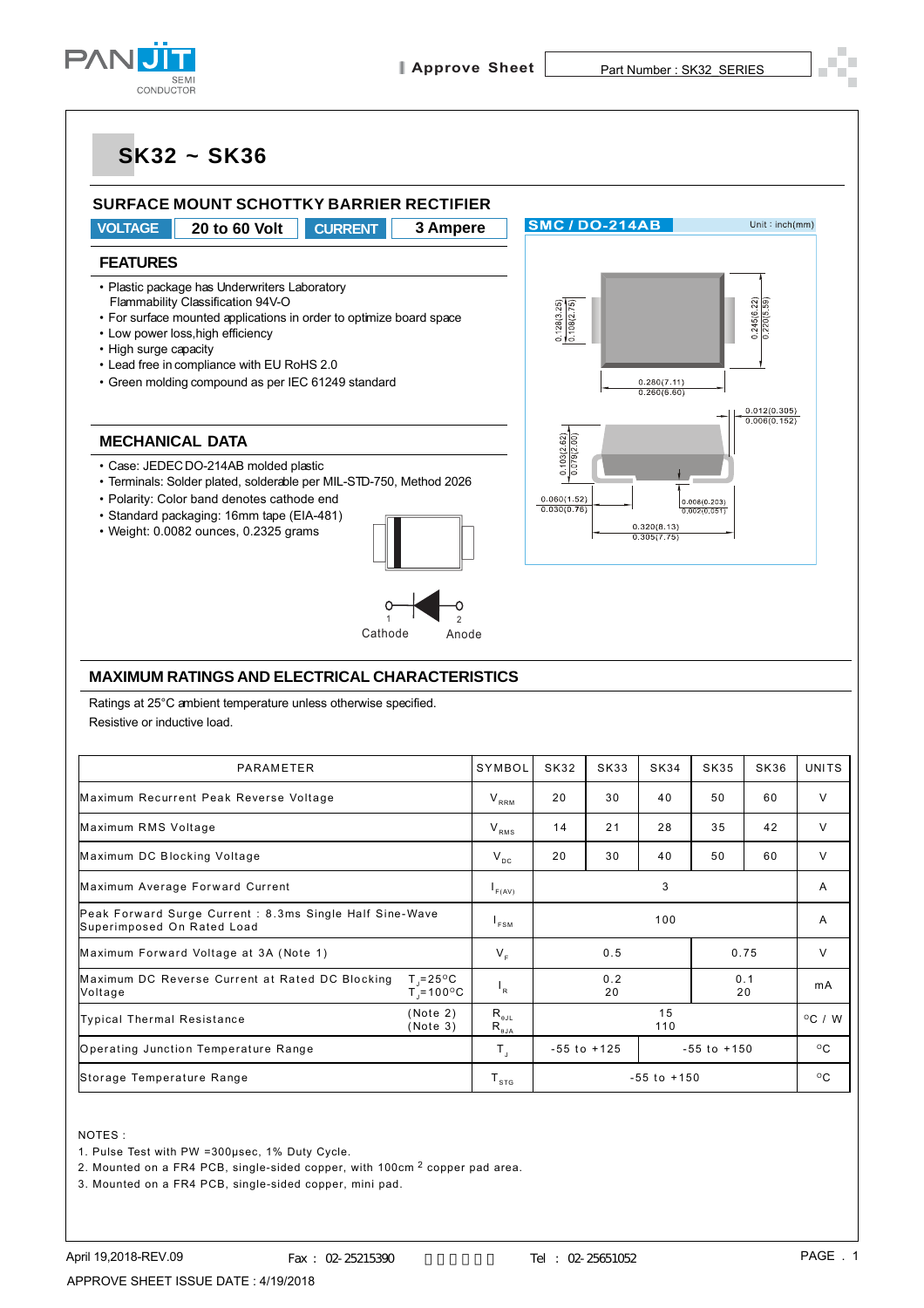Approve Sheet — Part Number : SK32 SERIES

# SK32 ~ SK36

## SURFACE MOUNT SCHOTTKY BARRIER RECTIFIER

**VOLTAGE** 20 to 60 Volt **CURRENT** 3 Ampere

SMC / DO-214AB — Unit : inch(mm)

## FEATURES

- Plastic package has Underwriters Laboratory Flammability Classification 94V-O
- For surface mounted applications in order to optimize board space
- Low power loss,high efficiency
- High surge capacity
- Lead free in compliance with EU RoHS 2.0
- Green molding compound as per IEC 61249 standard

## MECHANICAL DATA

- Case: JEDEC DO-214AB molded plastic
- Terminals: Solder plated, solderable per MIL-STD-750, Method 2026
- Polarity: Color band denotes cathode end
- Standard packaging: 16mm tape (EIA-481)
- Weight: 0.0082 ounces, 0.2325 grams

1 Cathode — 2 Anode

## MAXIMUM RATINGS AND ELECTRICAL CHARACTERISTICS

Ratings at 25°C ambient temperature unless otherwise specified.
Resistive or inductive load.

| PARAMETER | | SYMBOL | SK32 | SK33 | SK34 | SK35 | SK36 | UNITS |
|---|---|---|---|---|---|---|---|---|
| Maximum Recurrent Peak Reverse Voltage | | $V_{RRM}$ | 20 | 30 | 40 | 50 | 60 | V |
| Maximum RMS Voltage | | $V_{RMS}$ | 14 | 21 | 28 | 35 | 42 | V |
| Maximum DC Blocking Voltage | | $V_{DC}$ | 20 | 30 | 40 | 50 | 60 | V |
| Maximum Average Forward Current | | $I_{F(AV)}$ | 3 | | | | | A |
| Peak Forward Surge Current : 8.3ms Single Half Sine-Wave Superimposed On Rated Load | | $I_{FSM}$ | 100 | | | | | A |
| Maximum Forward Voltage at 3A (Note 1) | | $V_F$ | 0.5 | | | 0.75 | | V |
| Maximum DC Reverse Current at Rated DC Blocking Voltage | $T_J$=25°C<br>$T_J$=100°C | $I_R$ | 0.2<br>20 | | | 0.1<br>20 | | mA |
| Typical Thermal Resistance | (Note 2)<br>(Note 3) | $R_{\theta JL}$<br>$R_{\theta JA}$ | 15<br>110 | | | | | °C / W |
| Operating Junction Temperature Range | | $T_J$ | -55 to +125 | | | -55 to +150 | | °C |
| Storage Temperature Range | | $T_{STG}$ | -55 to +150 | | | | | °C |

NOTES :

1. Pulse Test with PW =300μsec, 1% Duty Cycle.
2. Mounted on a FR4 PCB, single-sided copper, with 100cm $^2$ copper pad area.
3. Mounted on a FR4 PCB, single-sided copper, mini pad.

April 19,2018-REV.09 Fax : 02-25215390 Tel : 02-25651052

APPROVE SHEET ISSUE DATE : 4/19/2018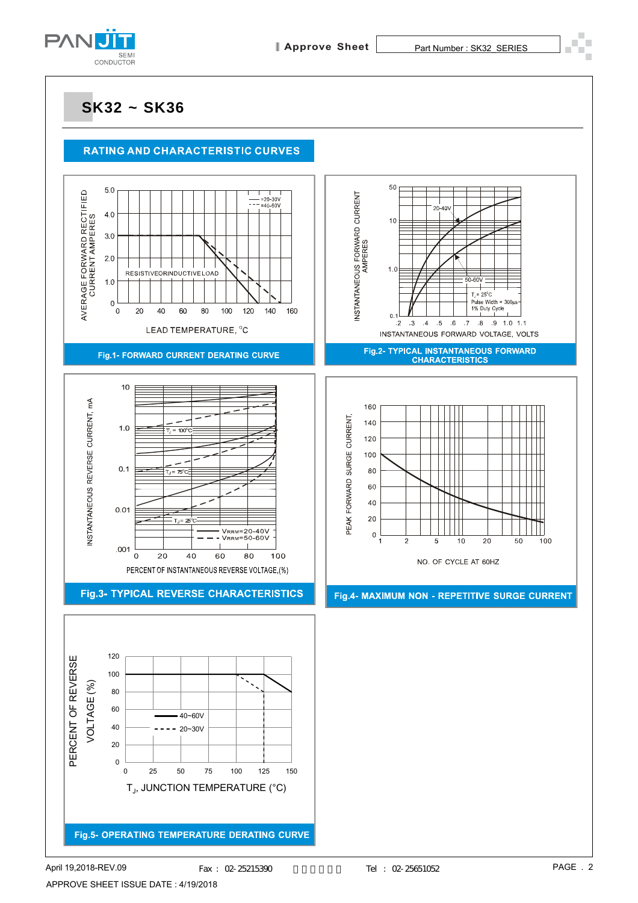# SK32 ~ SK36

## RATING AND CHARACTERISTIC CURVES

AVERAGE FORWARD RECTIFIED CURRENT AMPERES

5.0 4.0 3.0 2.0 1.0 0

0 20 40 60 80 100 120 140 160

=20-30V
=40-60V

RESISTIVEORINDUCTIVELOAD

LEAD TEMPERATURE, °C

**Fig.1- FORWARD CURRENT DERATING CURVE**

INSTANTANEOUS FORWARD CURRENT AMPERES

50 10 1.0 0.1

.2 .3 .4 .5 .6 .7 .8 .9 1.0 1.1

20-40V

50-60V

$T_J$ = 25°C
Pulse Width = 300μs
1% Duty Cycle

INSTANTANEOUS FORWARD VOLTAGE, VOLTS

**Fig.2- TYPICAL INSTANTANEOUS FORWARD CHARACTERISTICS**

INSTANTANEOUS REVERSE CURRENT, mA

10 1.0 0.1 0.01 .001

0 20 40 60 80 100

$T_J$ = 100°C

$T_J$ = 75°C

$T_J$ = 25°C

$V_{RRM}$=20-40V
$V_{RRM}$=50-60V

PERCENT OF INSTANTANEOUS REVERSE VOLTAGE,(%)

**Fig.3- TYPICAL REVERSE CHARACTERISTICS**

PEAK FORWARD SURGE CURRENT,

160 140 120 100 80 60 40 20 0

1 2 5 10 20 50 100

NO. OF CYCLE AT 60HZ

**Fig.4- MAXIMUM NON - REPETITIVE SURGE CURRENT**

PERCENT OF REVERSE VOLTAGE (%)

120 100 80 60 40 20 0

0 25 50 75 100 125 150

40~60V
20~30V

$T_J$, JUNCTION TEMPERATURE (°C)

**Fig.5- OPERATING TEMPERATURE DERATING CURVE**

April 19,2018-REV.09 Fax : 02-25215390 Tel : 02-25651052

APPROVE SHEET ISSUE DATE : 4/19/2018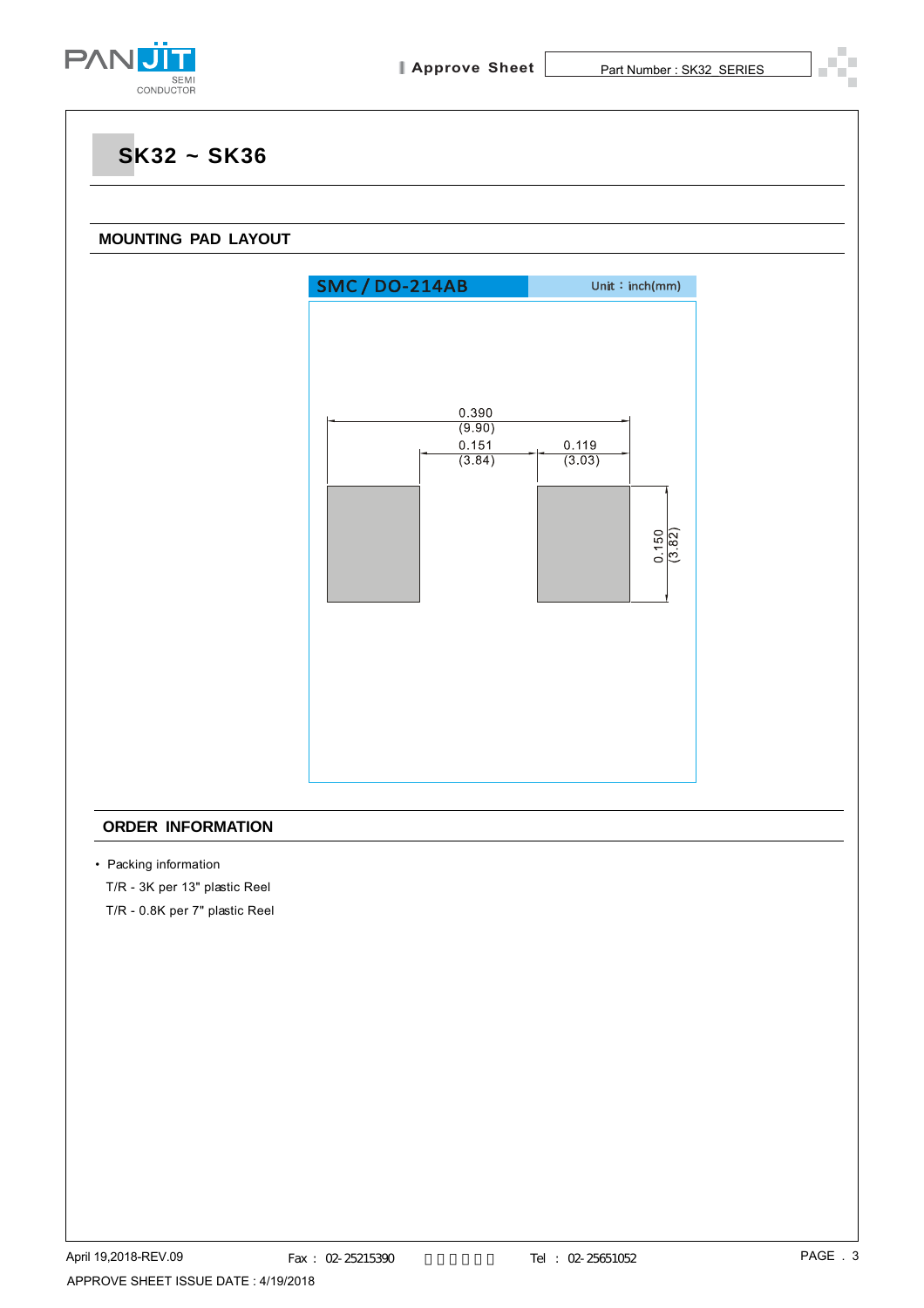# SK32 ~ SK36

## MOUNTING PAD LAYOUT

SMC / DO-214AB

Unit : inch(mm)

0.390 (9.90)

0.151 (3.84)

0.119 (3.03)

0.150 (3.82)

## ORDER INFORMATION

- Packing information

T/R - 3K per 13" plastic Reel

T/R - 0.8K per 7" plastic Reel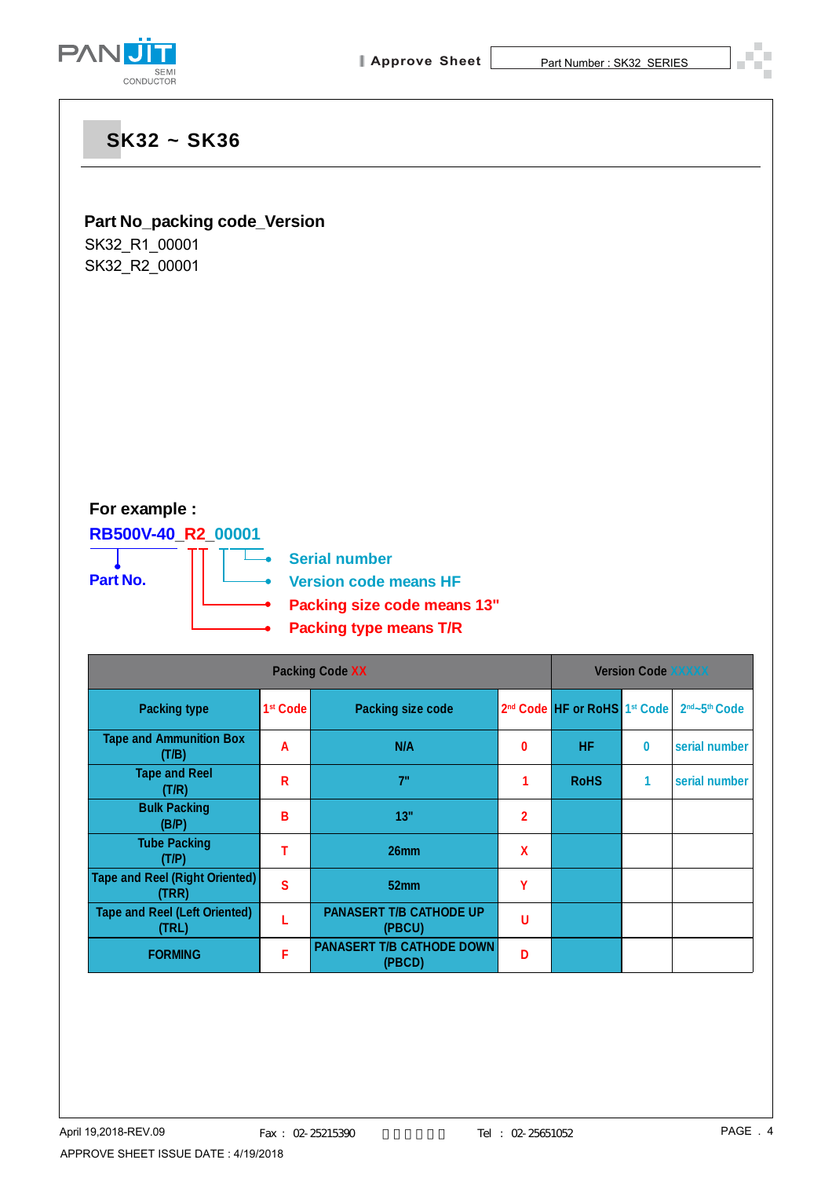# SK32 ~ SK36

**Part No_packing code_Version**

SK32_R1_00001
SK32_R2_00001

**For example :**

**RB500V-40_R2_00001**

- **Part No.**
- **Serial number**
- **Version code means HF**
- **Packing size code means 13"**
- **Packing type means T/R**

| Packing Code XX | | | | Version Code XXXXX | | |
|---|---|---|---|---|---|---|
| Packing type | 1st Code | Packing size code | 2nd Code | HF or RoHS | 1st Code | 2nd~5th Code |
| Tape and Ammunition Box (T/B) | A | N/A | 0 | HF | 0 | serial number |
| Tape and Reel (T/R) | R | 7" | 1 | RoHS | 1 | serial number |
| Bulk Packing (B/P) | B | 13" | 2 | | | |
| Tube Packing (T/P) | T | 26mm | X | | | |
| Tape and Reel (Right Oriented) (TRR) | S | 52mm | Y | | | |
| Tape and Reel (Left Oriented) (TRL) | L | PANASERT T/B CATHODE UP (PBCU) | U | | | |
| FORMING | F | PANASERT T/B CATHODE DOWN (PBCD) | D | | | |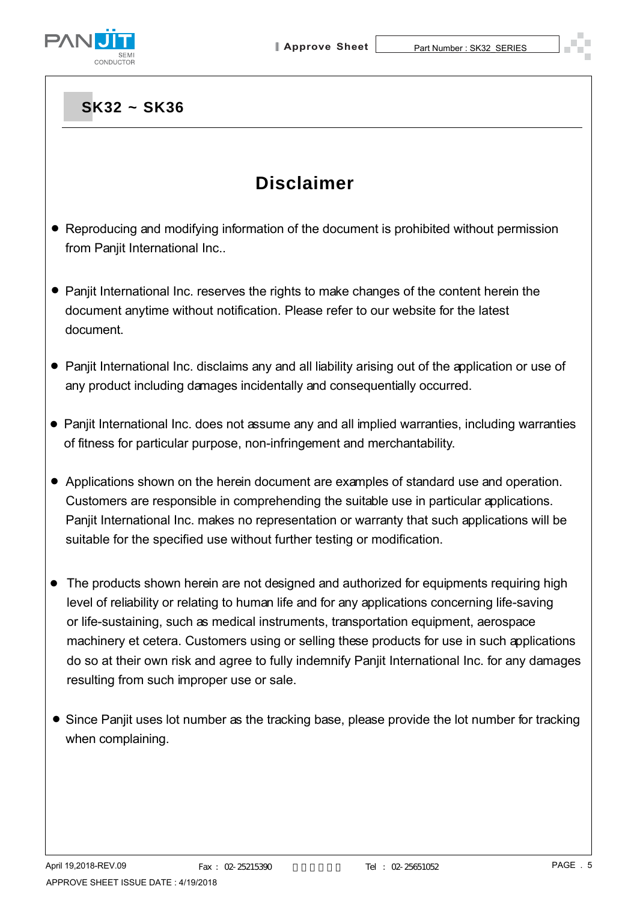## SK32 ~ SK36

# Disclaimer

- Reproducing and modifying information of the document is prohibited without permission from Panjit International Inc..
- Panjit International Inc. reserves the rights to make changes of the content herein the document anytime without notification. Please refer to our website for the latest document.
- Panjit International Inc. disclaims any and all liability arising out of the application or use of any product including damages incidentally and consequentially occurred.
- Panjit International Inc. does not assume any and all implied warranties, including warranties of fitness for particular purpose, non-infringement and merchantability.
- Applications shown on the herein document are examples of standard use and operation. Customers are responsible in comprehending the suitable use in particular applications. Panjit International Inc. makes no representation or warranty that such applications will be suitable for the specified use without further testing or modification.
- The products shown herein are not designed and authorized for equipments requiring high level of reliability or relating to human life and for any applications concerning life-saving or life-sustaining, such as medical instruments, transportation equipment, aerospace machinery et cetera. Customers using or selling these products for use in such applications do so at their own risk and agree to fully indemnify Panjit International Inc. for any damages resulting from such improper use or sale.
- Since Panjit uses lot number as the tracking base, please provide the lot number for tracking when complaining.